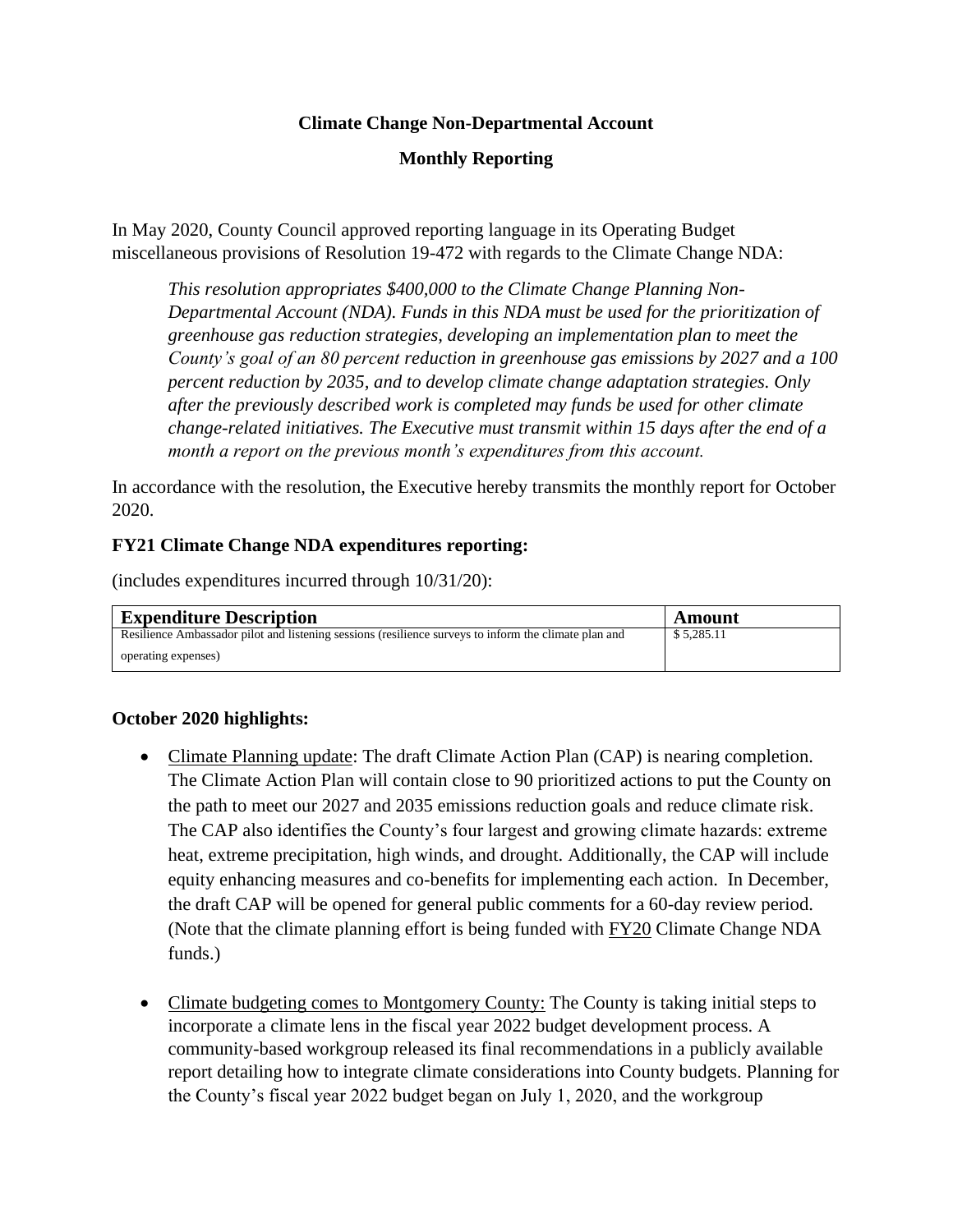**Climate Change Non-Departmental Account**

**Monthly Reporting**

In May 2020, County Council approved reporting language in its Operating Budget miscellaneous provisions of Resolution 19-472 with regards to the Climate Change NDA:

> *This resolution appropriates $400,000 to the Climate Change Planning Non-Departmental Account (NDA). Funds in this NDA must be used for the prioritization of greenhouse gas reduction strategies, developing an implementation plan to meet the County's goal of an 80 percent reduction in greenhouse gas emissions by 2027 and a 100 percent reduction by 2035, and to develop climate change adaptation strategies. Only after the previously described work is completed may funds be used for other climate change-related initiatives. The Executive must transmit within 15 days after the end of a month a report on the previous month's expenditures from this account.*

In accordance with the resolution, the Executive hereby transmits the monthly report for October 2020.

**FY21 Climate Change NDA expenditures reporting:**

(includes expenditures incurred through 10/31/20):

| Expenditure Description | Amount |
|---|---|
| Resilience Ambassador pilot and listening sessions (resilience surveys to inform the climate plan and operating expenses) | $ 5,285.11 |

**October 2020 highlights:**

- Climate Planning update: The draft Climate Action Plan (CAP) is nearing completion. The Climate Action Plan will contain close to 90 prioritized actions to put the County on the path to meet our 2027 and 2035 emissions reduction goals and reduce climate risk. The CAP also identifies the County's four largest and growing climate hazards: extreme heat, extreme precipitation, high winds, and drought. Additionally, the CAP will include equity enhancing measures and co-benefits for implementing each action. In December, the draft CAP will be opened for general public comments for a 60-day review period. (Note that the climate planning effort is being funded with FY20 Climate Change NDA funds.)

- Climate budgeting comes to Montgomery County: The County is taking initial steps to incorporate a climate lens in the fiscal year 2022 budget development process. A community-based workgroup released its final recommendations in a publicly available report detailing how to integrate climate considerations into County budgets. Planning for the County's fiscal year 2022 budget began on July 1, 2020, and the workgroup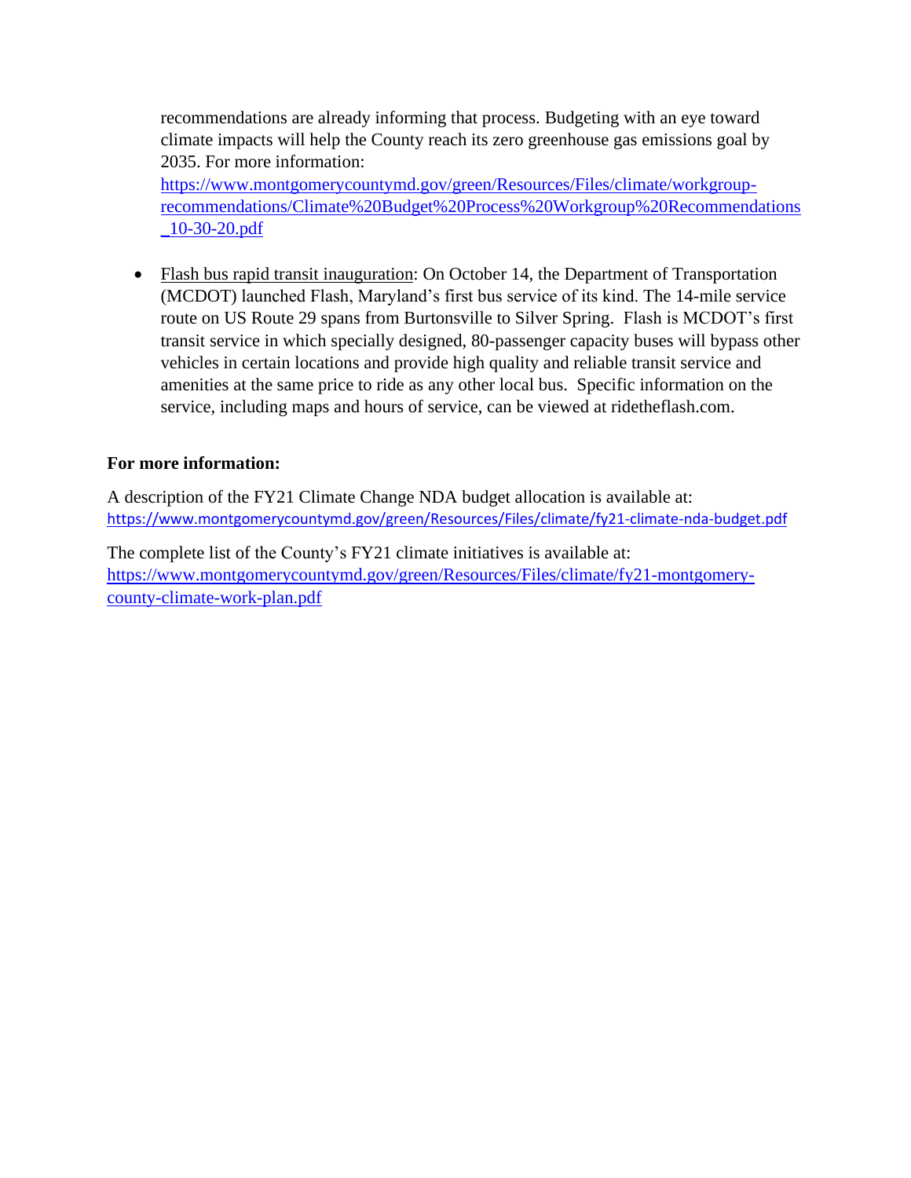recommendations are already informing that process. Budgeting with an eye toward climate impacts will help the County reach its zero greenhouse gas emissions goal by 2035. For more information: https://www.montgomerycountymd.gov/green/Resources/Files/climate/workgroup-recommendations/Climate%20Budget%20Process%20Workgroup%20Recommendations_10-30-20.pdf

- Flash bus rapid transit inauguration: On October 14, the Department of Transportation (MCDOT) launched Flash, Maryland's first bus service of its kind. The 14-mile service route on US Route 29 spans from Burtonsville to Silver Spring. Flash is MCDOT's first transit service in which specially designed, 80-passenger capacity buses will bypass other vehicles in certain locations and provide high quality and reliable transit service and amenities at the same price to ride as any other local bus. Specific information on the service, including maps and hours of service, can be viewed at ridetheflash.com.

**For more information:**

A description of the FY21 Climate Change NDA budget allocation is available at: https://www.montgomerycountymd.gov/green/Resources/Files/climate/fy21-climate-nda-budget.pdf

The complete list of the County's FY21 climate initiatives is available at: https://www.montgomerycountymd.gov/green/Resources/Files/climate/fy21-montgomery-county-climate-work-plan.pdf